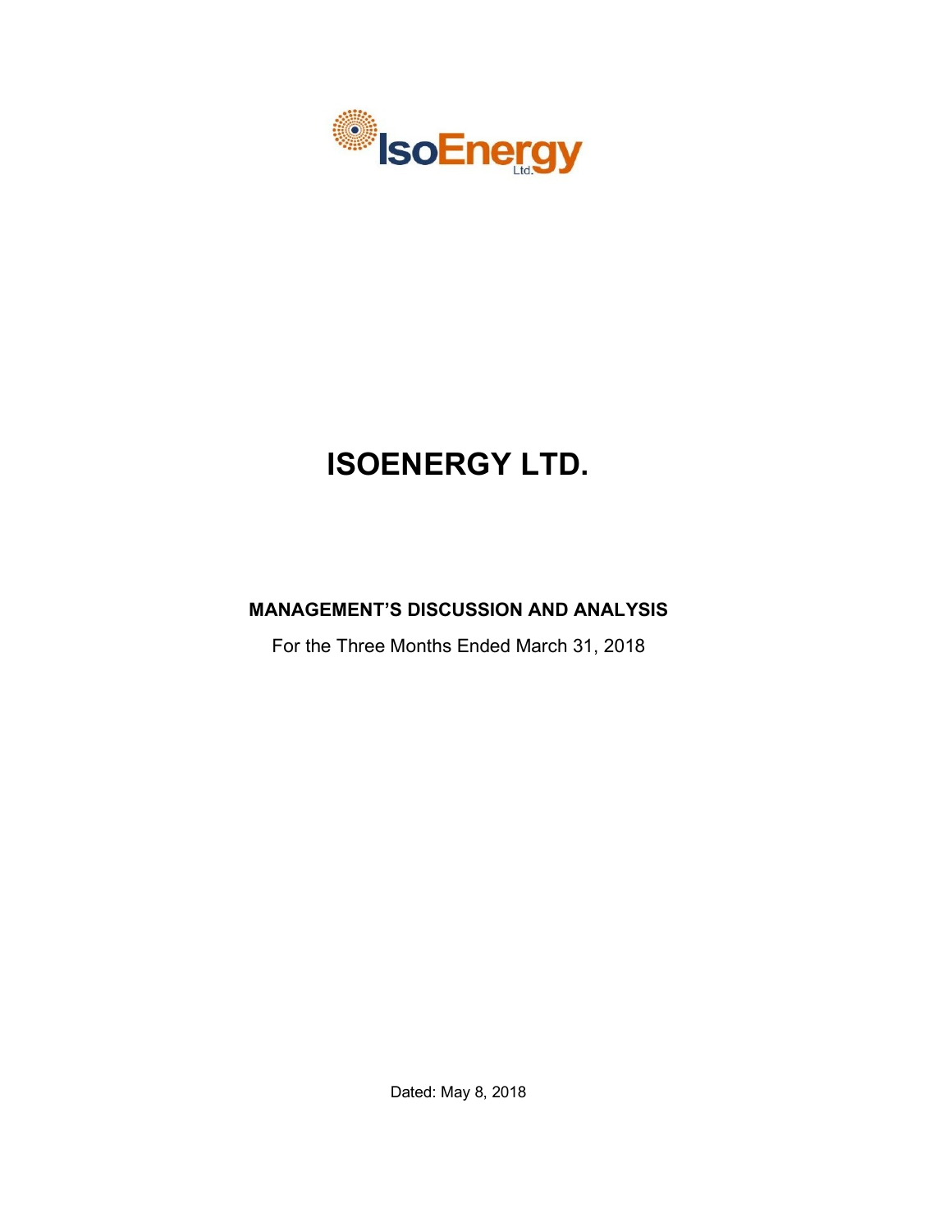IsoEnergy Ltd.

# ISOENERGY LTD.

## MANAGEMENT'S DISCUSSION AND ANALYSIS

For the Three Months Ended March 31, 2018

Dated: May 8, 2018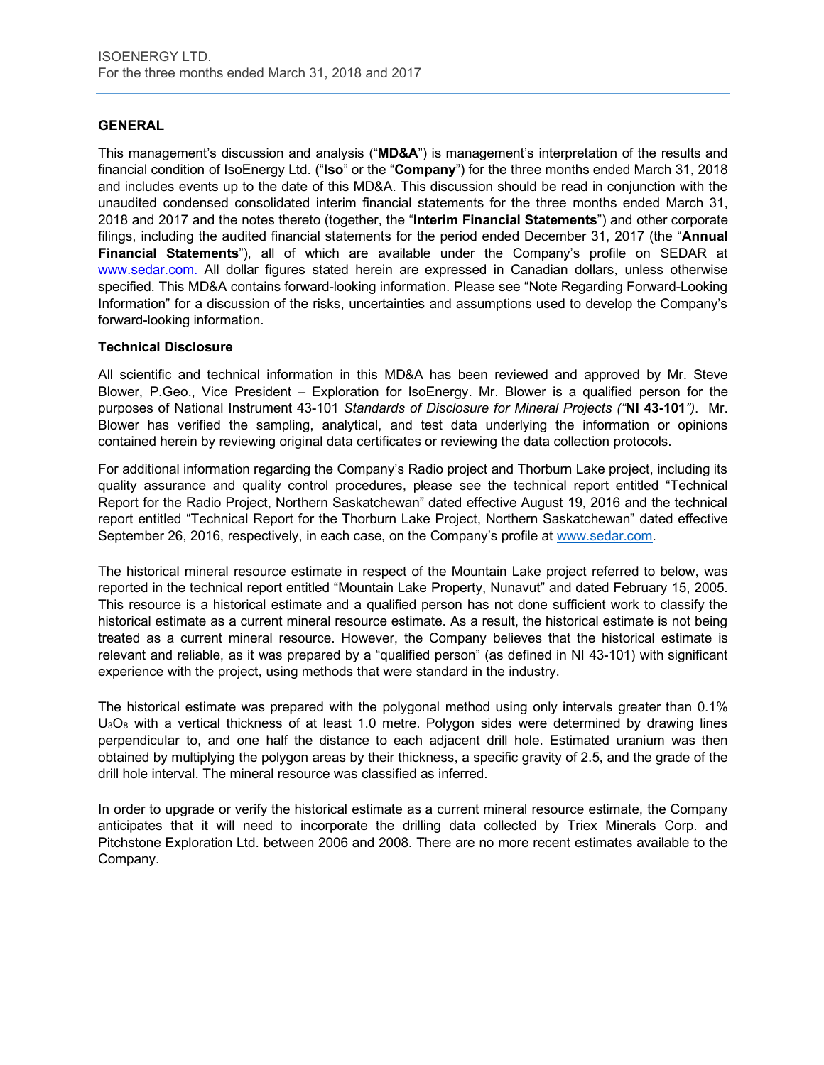## GENERAL

This management's discussion and analysis ("**MD&A**") is management's interpretation of the results and financial condition of IsoEnergy Ltd. ("**Iso**" or the "**Company**") for the three months ended March 31, 2018 and includes events up to the date of this MD&A. This discussion should be read in conjunction with the unaudited condensed consolidated interim financial statements for the three months ended March 31, 2018 and 2017 and the notes thereto (together, the "**Interim Financial Statements**") and other corporate filings, including the audited financial statements for the period ended December 31, 2017 (the "**Annual Financial Statements**"), all of which are available under the Company's profile on SEDAR at www.sedar.com. All dollar figures stated herein are expressed in Canadian dollars, unless otherwise specified. This MD&A contains forward-looking information. Please see "Note Regarding Forward-Looking Information" for a discussion of the risks, uncertainties and assumptions used to develop the Company's forward-looking information.

### Technical Disclosure

All scientific and technical information in this MD&A has been reviewed and approved by Mr. Steve Blower, P.Geo., Vice President – Exploration for IsoEnergy. Mr. Blower is a qualified person for the purposes of National Instrument 43-101 *Standards of Disclosure for Mineral Projects ("***NI 43-101***")*. Mr. Blower has verified the sampling, analytical, and test data underlying the information or opinions contained herein by reviewing original data certificates or reviewing the data collection protocols.

For additional information regarding the Company's Radio project and Thorburn Lake project, including its quality assurance and quality control procedures, please see the technical report entitled "Technical Report for the Radio Project, Northern Saskatchewan" dated effective August 19, 2016 and the technical report entitled "Technical Report for the Thorburn Lake Project, Northern Saskatchewan" dated effective September 26, 2016, respectively, in each case, on the Company's profile at www.sedar.com.

The historical mineral resource estimate in respect of the Mountain Lake project referred to below, was reported in the technical report entitled "Mountain Lake Property, Nunavut" and dated February 15, 2005. This resource is a historical estimate and a qualified person has not done sufficient work to classify the historical estimate as a current mineral resource estimate. As a result, the historical estimate is not being treated as a current mineral resource. However, the Company believes that the historical estimate is relevant and reliable, as it was prepared by a "qualified person" (as defined in NI 43-101) with significant experience with the project, using methods that were standard in the industry.

The historical estimate was prepared with the polygonal method using only intervals greater than 0.1% $U_3O_8$ with a vertical thickness of at least 1.0 metre. Polygon sides were determined by drawing lines perpendicular to, and one half the distance to each adjacent drill hole. Estimated uranium was then obtained by multiplying the polygon areas by their thickness, a specific gravity of 2.5, and the grade of the drill hole interval. The mineral resource was classified as inferred.

In order to upgrade or verify the historical estimate as a current mineral resource estimate, the Company anticipates that it will need to incorporate the drilling data collected by Triex Minerals Corp. and Pitchstone Exploration Ltd. between 2006 and 2008. There are no more recent estimates available to the Company.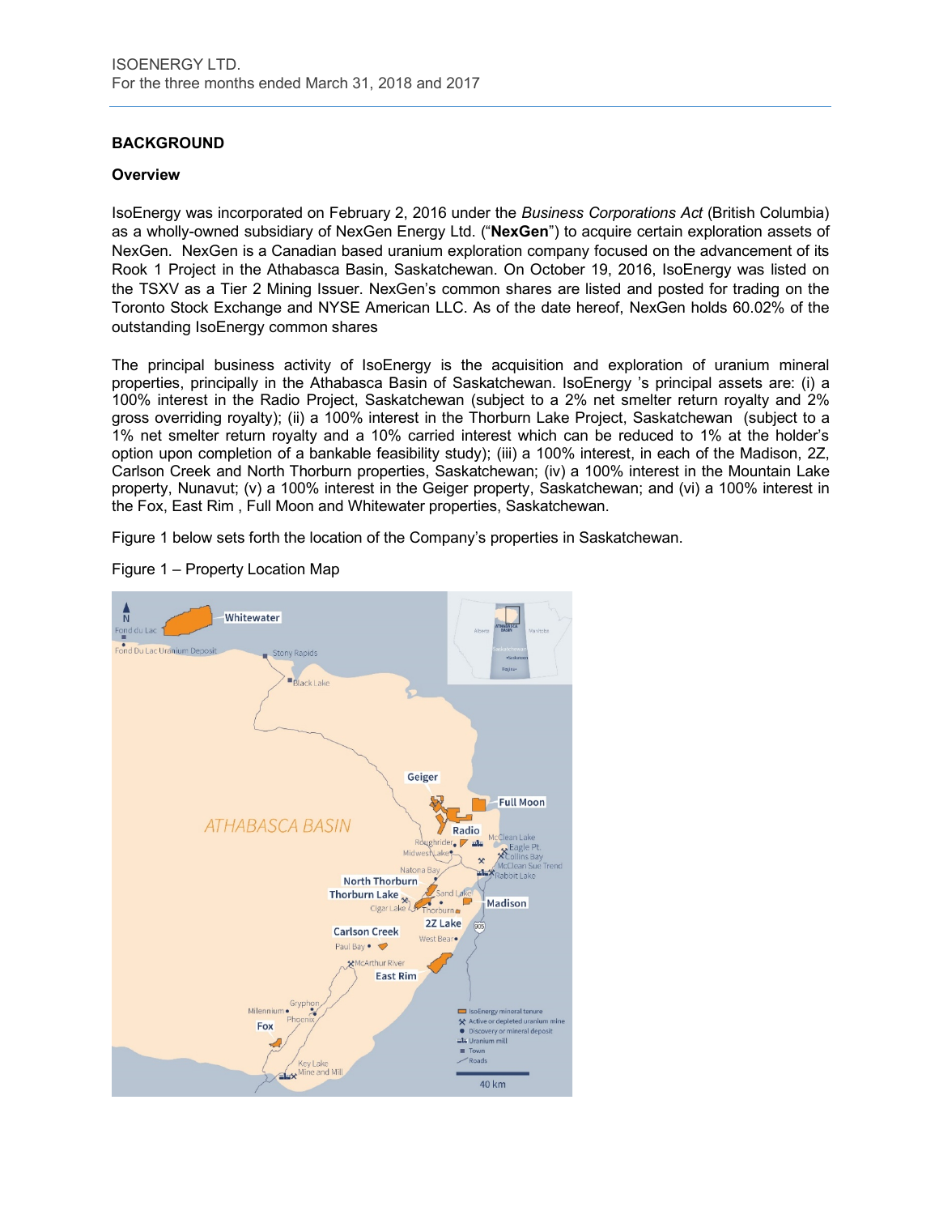## BACKGROUND

### Overview

IsoEnergy was incorporated on February 2, 2016 under the *Business Corporations Act* (British Columbia) as a wholly-owned subsidiary of NexGen Energy Ltd. ("**NexGen**") to acquire certain exploration assets of NexGen. NexGen is a Canadian based uranium exploration company focused on the advancement of its Rook 1 Project in the Athabasca Basin, Saskatchewan. On October 19, 2016, IsoEnergy was listed on the TSXV as a Tier 2 Mining Issuer. NexGen's common shares are listed and posted for trading on the Toronto Stock Exchange and NYSE American LLC. As of the date hereof, NexGen holds 60.02% of the outstanding IsoEnergy common shares

The principal business activity of IsoEnergy is the acquisition and exploration of uranium mineral properties, principally in the Athabasca Basin of Saskatchewan. IsoEnergy 's principal assets are: (i) a 100% interest in the Radio Project, Saskatchewan (subject to a 2% net smelter return royalty and 2% gross overriding royalty); (ii) a 100% interest in the Thorburn Lake Project, Saskatchewan (subject to a 1% net smelter return royalty and a 10% carried interest which can be reduced to 1% at the holder's option upon completion of a bankable feasibility study); (iii) a 100% interest, in each of the Madison, 2Z, Carlson Creek and North Thorburn properties, Saskatchewan; (iv) a 100% interest in the Mountain Lake property, Nunavut; (v) a 100% interest in the Geiger property, Saskatchewan; and (vi) a 100% interest in the Fox, East Rim , Full Moon and Whitewater properties, Saskatchewan.

Figure 1 below sets forth the location of the Company's properties in Saskatchewan.

Figure 1 – Property Location Map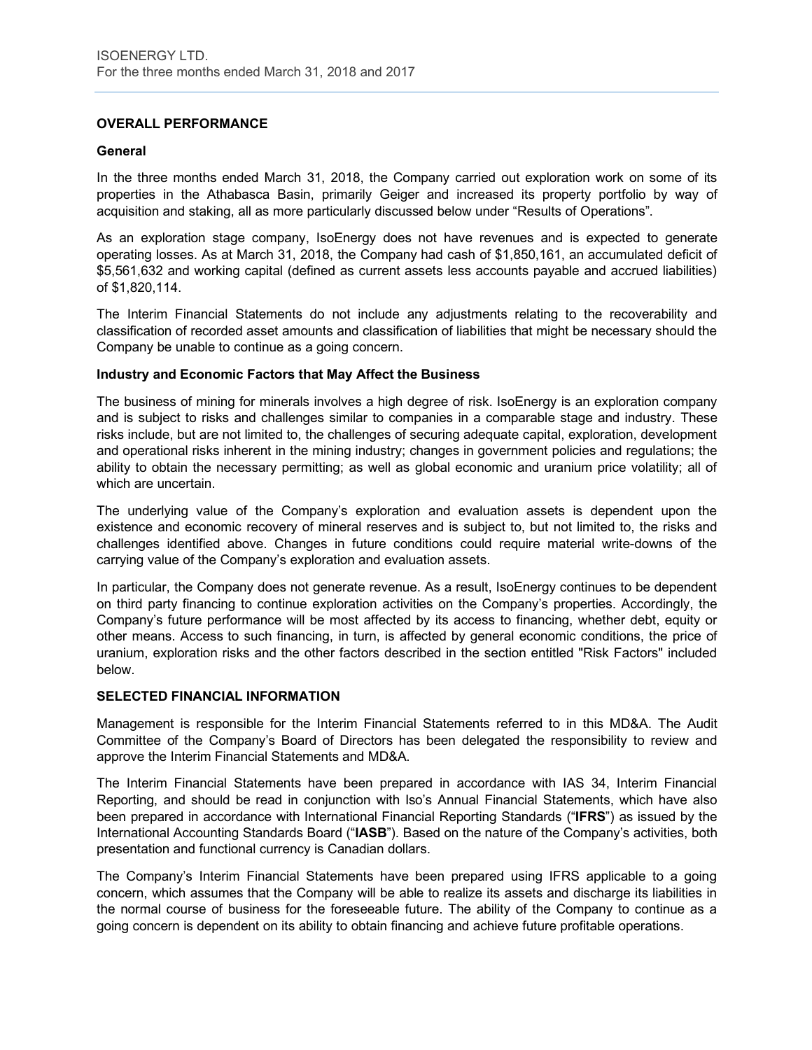## OVERALL PERFORMANCE

### General

In the three months ended March 31, 2018, the Company carried out exploration work on some of its properties in the Athabasca Basin, primarily Geiger and increased its property portfolio by way of acquisition and staking, all as more particularly discussed below under "Results of Operations".

As an exploration stage company, IsoEnergy does not have revenues and is expected to generate operating losses. As at March 31, 2018, the Company had cash of $1,850,161, an accumulated deficit of $5,561,632 and working capital (defined as current assets less accounts payable and accrued liabilities) of $1,820,114.

The Interim Financial Statements do not include any adjustments relating to the recoverability and classification of recorded asset amounts and classification of liabilities that might be necessary should the Company be unable to continue as a going concern.

### Industry and Economic Factors that May Affect the Business

The business of mining for minerals involves a high degree of risk. IsoEnergy is an exploration company and is subject to risks and challenges similar to companies in a comparable stage and industry. These risks include, but are not limited to, the challenges of securing adequate capital, exploration, development and operational risks inherent in the mining industry; changes in government policies and regulations; the ability to obtain the necessary permitting; as well as global economic and uranium price volatility; all of which are uncertain.

The underlying value of the Company's exploration and evaluation assets is dependent upon the existence and economic recovery of mineral reserves and is subject to, but not limited to, the risks and challenges identified above. Changes in future conditions could require material write-downs of the carrying value of the Company's exploration and evaluation assets.

In particular, the Company does not generate revenue. As a result, IsoEnergy continues to be dependent on third party financing to continue exploration activities on the Company's properties. Accordingly, the Company's future performance will be most affected by its access to financing, whether debt, equity or other means. Access to such financing, in turn, is affected by general economic conditions, the price of uranium, exploration risks and the other factors described in the section entitled "Risk Factors" included below.

## SELECTED FINANCIAL INFORMATION

Management is responsible for the Interim Financial Statements referred to in this MD&A. The Audit Committee of the Company's Board of Directors has been delegated the responsibility to review and approve the Interim Financial Statements and MD&A.

The Interim Financial Statements have been prepared in accordance with IAS 34, Interim Financial Reporting, and should be read in conjunction with Iso's Annual Financial Statements, which have also been prepared in accordance with International Financial Reporting Standards ("**IFRS**") as issued by the International Accounting Standards Board ("**IASB**"). Based on the nature of the Company's activities, both presentation and functional currency is Canadian dollars.

The Company's Interim Financial Statements have been prepared using IFRS applicable to a going concern, which assumes that the Company will be able to realize its assets and discharge its liabilities in the normal course of business for the foreseeable future. The ability of the Company to continue as a going concern is dependent on its ability to obtain financing and achieve future profitable operations.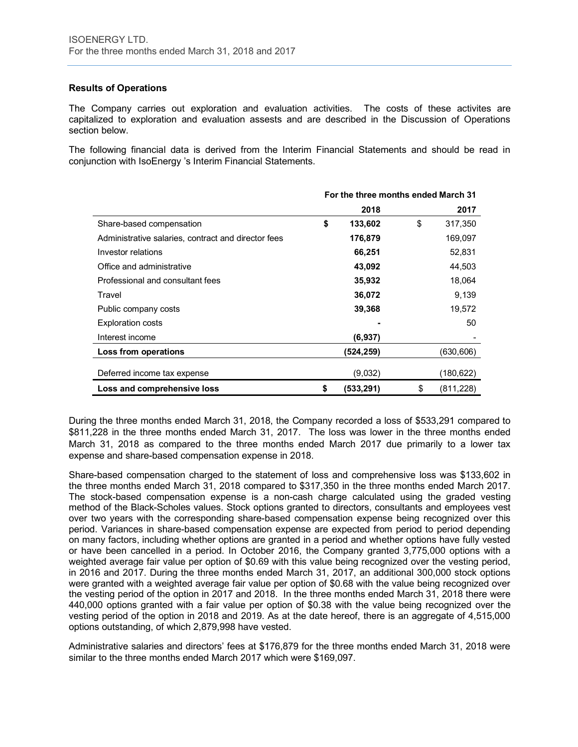### Results of Operations

The Company carries out exploration and evaluation activities. The costs of these activites are capitalized to exploration and evaluation assests and are described in the Discussion of Operations section below.

The following financial data is derived from the Interim Financial Statements and should be read in conjunction with IsoEnergy 's Interim Financial Statements.

| | For the three months ended March 31 | |
|---|---|---|
| | **2018** | **2017** |
| Share-based compensation | **$ 133,602** | $ 317,350 |
| Administrative salaries, contract and director fees | **176,879** | 169,097 |
| Investor relations | **66,251** | 52,831 |
| Office and administrative | **43,092** | 44,503 |
| Professional and consultant fees | **35,932** | 18,064 |
| Travel | **36,072** | 9,139 |
| Public company costs | **39,368** | 19,572 |
| Exploration costs | **-** | 50 |
| Interest income | **(6,937)** | - |
| **Loss from operations** | **(524,259)** | (630,606) |
| Deferred income tax expense | (9,032) | (180,622) |
| **Loss and comprehensive loss** | **$ (533,291)** | $ (811,228) |

During the three months ended March 31, 2018, the Company recorded a loss of $533,291 compared to $811,228 in the three months ended March 31, 2017. The loss was lower in the three months ended March 31, 2018 as compared to the three months ended March 2017 due primarily to a lower tax expense and share-based compensation expense in 2018.

Share-based compensation charged to the statement of loss and comprehensive loss was $133,602 in the three months ended March 31, 2018 compared to $317,350 in the three months ended March 2017. The stock-based compensation expense is a non-cash charge calculated using the graded vesting method of the Black-Scholes values. Stock options granted to directors, consultants and employees vest over two years with the corresponding share-based compensation expense being recognized over this period. Variances in share-based compensation expense are expected from period to period depending on many factors, including whether options are granted in a period and whether options have fully vested or have been cancelled in a period. In October 2016, the Company granted 3,775,000 options with a weighted average fair value per option of $0.69 with this value being recognized over the vesting period, in 2016 and 2017. During the three months ended March 31, 2017, an additional 300,000 stock options were granted with a weighted average fair value per option of $0.68 with the value being recognized over the vesting period of the option in 2017 and 2018. In the three months ended March 31, 2018 there were 440,000 options granted with a fair value per option of $0.38 with the value being recognized over the vesting period of the option in 2018 and 2019. As at the date hereof, there is an aggregate of 4,515,000 options outstanding, of which 2,879,998 have vested.

Administrative salaries and directors' fees at $176,879 for the three months ended March 31, 2018 were similar to the three months ended March 2017 which were $169,097.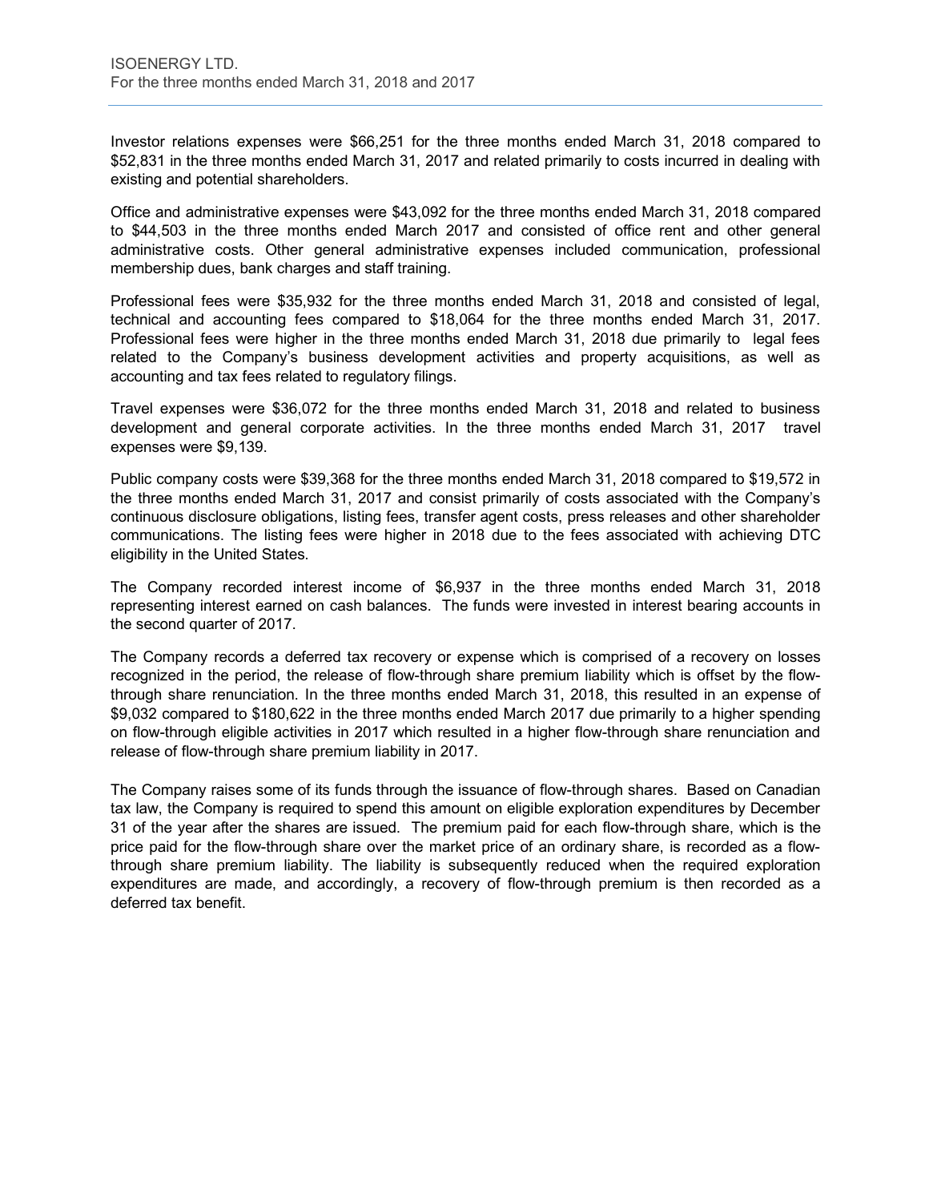Investor relations expenses were $66,251 for the three months ended March 31, 2018 compared to $52,831 in the three months ended March 31, 2017 and related primarily to costs incurred in dealing with existing and potential shareholders.

Office and administrative expenses were $43,092 for the three months ended March 31, 2018 compared to $44,503 in the three months ended March 2017 and consisted of office rent and other general administrative costs. Other general administrative expenses included communication, professional membership dues, bank charges and staff training.

Professional fees were $35,932 for the three months ended March 31, 2018 and consisted of legal, technical and accounting fees compared to $18,064 for the three months ended March 31, 2017. Professional fees were higher in the three months ended March 31, 2018 due primarily to legal fees related to the Company's business development activities and property acquisitions, as well as accounting and tax fees related to regulatory filings.

Travel expenses were $36,072 for the three months ended March 31, 2018 and related to business development and general corporate activities. In the three months ended March 31, 2017 travel expenses were $9,139.

Public company costs were $39,368 for the three months ended March 31, 2018 compared to $19,572 in the three months ended March 31, 2017 and consist primarily of costs associated with the Company's continuous disclosure obligations, listing fees, transfer agent costs, press releases and other shareholder communications. The listing fees were higher in 2018 due to the fees associated with achieving DTC eligibility in the United States.

The Company recorded interest income of $6,937 in the three months ended March 31, 2018 representing interest earned on cash balances. The funds were invested in interest bearing accounts in the second quarter of 2017.

The Company records a deferred tax recovery or expense which is comprised of a recovery on losses recognized in the period, the release of flow-through share premium liability which is offset by the flow-through share renunciation. In the three months ended March 31, 2018, this resulted in an expense of $9,032 compared to $180,622 in the three months ended March 2017 due primarily to a higher spending on flow-through eligible activities in 2017 which resulted in a higher flow-through share renunciation and release of flow-through share premium liability in 2017.

The Company raises some of its funds through the issuance of flow-through shares. Based on Canadian tax law, the Company is required to spend this amount on eligible exploration expenditures by December 31 of the year after the shares are issued. The premium paid for each flow-through share, which is the price paid for the flow-through share over the market price of an ordinary share, is recorded as a flow-through share premium liability. The liability is subsequently reduced when the required exploration expenditures are made, and accordingly, a recovery of flow-through premium is then recorded as a deferred tax benefit.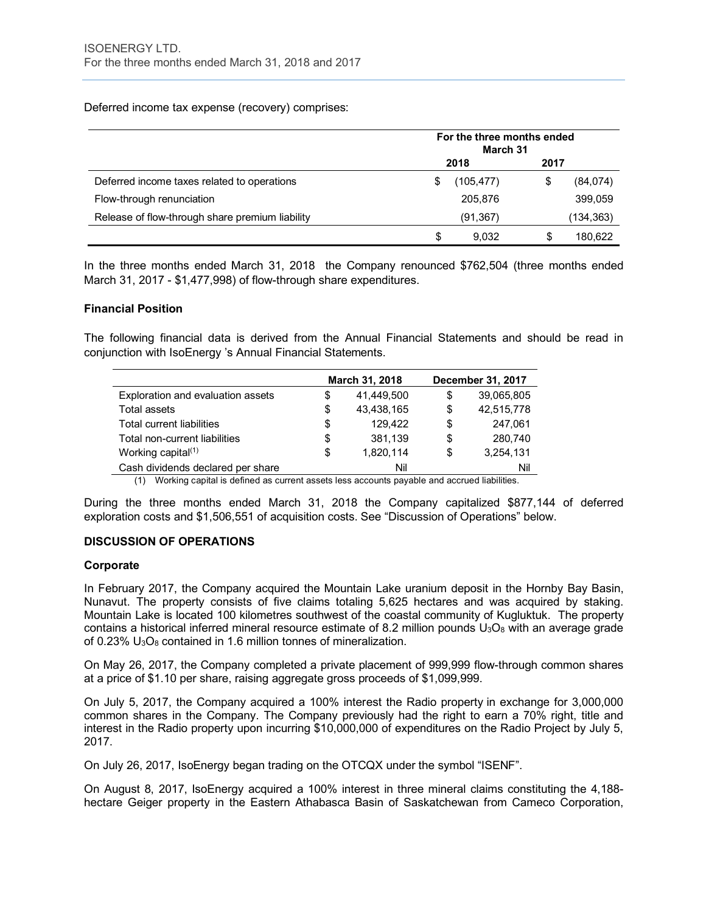Deferred income tax expense (recovery) comprises:

| | For the three months ended March 31 | |
|---|---|---|
| | 2018 | 2017 |
| Deferred income taxes related to operations | $ (105,477) | $ (84,074) |
| Flow-through renunciation | 205,876 | 399,059 |
| Release of flow-through share premium liability | (91,367) | (134,363) |
| | $ 9,032 | $ 180,622 |

In the three months ended March 31, 2018 the Company renounced $762,504 (three months ended March 31, 2017 - $1,477,998) of flow-through share expenditures.

**Financial Position**

The following financial data is derived from the Annual Financial Statements and should be read in conjunction with IsoEnergy 's Annual Financial Statements.

| | March 31, 2018 | December 31, 2017 |
|---|---|---|
| Exploration and evaluation assets | $ 41,449,500 | $ 39,065,805 |
| Total assets | $ 43,438,165 | $ 42,515,778 |
| Total current liabilities | $ 129,422 | $ 247,061 |
| Total non-current liabilities | $ 381,139 | $ 280,740 |
| Working capital[(1)] | $ 1,820,114 | $ 3,254,131 |
| Cash dividends declared per share | Nil | Nil |

(1) Working capital is defined as current assets less accounts payable and accrued liabilities.

During the three months ended March 31, 2018 the Company capitalized $877,144 of deferred exploration costs and $1,506,551 of acquisition costs. See "Discussion of Operations" below.

## DISCUSSION OF OPERATIONS

**Corporate**

In February 2017, the Company acquired the Mountain Lake uranium deposit in the Hornby Bay Basin, Nunavut. The property consists of five claims totaling 5,625 hectares and was acquired by staking. Mountain Lake is located 100 kilometres southwest of the coastal community of Kugluktuk. The property contains a historical inferred mineral resource estimate of 8.2 million pounds $U_3O_8$ with an average grade of 0.23% $U_3O_8$ contained in 1.6 million tonnes of mineralization.

On May 26, 2017, the Company completed a private placement of 999,999 flow-through common shares at a price of $1.10 per share, raising aggregate gross proceeds of $1,099,999.

On July 5, 2017, the Company acquired a 100% interest the Radio property in exchange for 3,000,000 common shares in the Company. The Company previously had the right to earn a 70% right, title and interest in the Radio property upon incurring $10,000,000 of expenditures on the Radio Project by July 5, 2017.

On July 26, 2017, IsoEnergy began trading on the OTCQX under the symbol "ISENF".

On August 8, 2017, IsoEnergy acquired a 100% interest in three mineral claims constituting the 4,188-hectare Geiger property in the Eastern Athabasca Basin of Saskatchewan from Cameco Corporation,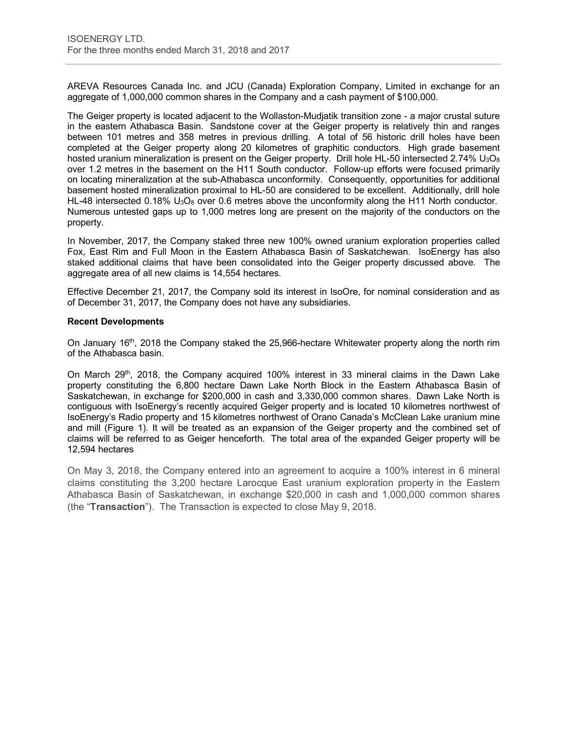AREVA Resources Canada Inc. and JCU (Canada) Exploration Company, Limited in exchange for an aggregate of 1,000,000 common shares in the Company and a cash payment of $100,000.

The Geiger property is located adjacent to the Wollaston-Mudjatik transition zone - a major crustal suture in the eastern Athabasca Basin. Sandstone cover at the Geiger property is relatively thin and ranges between 101 metres and 358 metres in previous drilling. A total of 56 historic drill holes have been completed at the Geiger property along 20 kilometres of graphitic conductors. High grade basement hosted uranium mineralization is present on the Geiger property. Drill hole HL-50 intersected 2.74% $U_3O_8$ over 1.2 metres in the basement on the H11 South conductor. Follow-up efforts were focused primarily on locating mineralization at the sub-Athabasca unconformity. Consequently, opportunities for additional basement hosted mineralization proximal to HL-50 are considered to be excellent. Additionally, drill hole HL-48 intersected 0.18% $U_3O_8$ over 0.6 metres above the unconformity along the H11 North conductor. Numerous untested gaps up to 1,000 metres long are present on the majority of the conductors on the property.

In November, 2017, the Company staked three new 100% owned uranium exploration properties called Fox, East Rim and Full Moon in the Eastern Athabasca Basin of Saskatchewan. IsoEnergy has also staked additional claims that have been consolidated into the Geiger property discussed above. The aggregate area of all new claims is 14,554 hectares.

Effective December 21, 2017, the Company sold its interest in IsoOre, for nominal consideration and as of December 31, 2017, the Company does not have any subsidiaries.

**Recent Developments**

On January 16th, 2018 the Company staked the 25,966-hectare Whitewater property along the north rim of the Athabasca basin.

On March 29th, 2018, the Company acquired 100% interest in 33 mineral claims in the Dawn Lake property constituting the 6,800 hectare Dawn Lake North Block in the Eastern Athabasca Basin of Saskatchewan, in exchange for $200,000 in cash and 3,330,000 common shares. Dawn Lake North is contiguous with IsoEnergy's recently acquired Geiger property and is located 10 kilometres northwest of IsoEnergy's Radio property and 15 kilometres northwest of Orano Canada's McClean Lake uranium mine and mill (Figure 1). It will be treated as an expansion of the Geiger property and the combined set of claims will be referred to as Geiger henceforth. The total area of the expanded Geiger property will be 12,594 hectares

On May 3, 2018, the Company entered into an agreement to acquire a 100% interest in 6 mineral claims constituting the 3,200 hectare Larocque East uranium exploration property in the Eastern Athabasca Basin of Saskatchewan, in exchange $20,000 in cash and 1,000,000 common shares (the "**Transaction**"). The Transaction is expected to close May 9, 2018.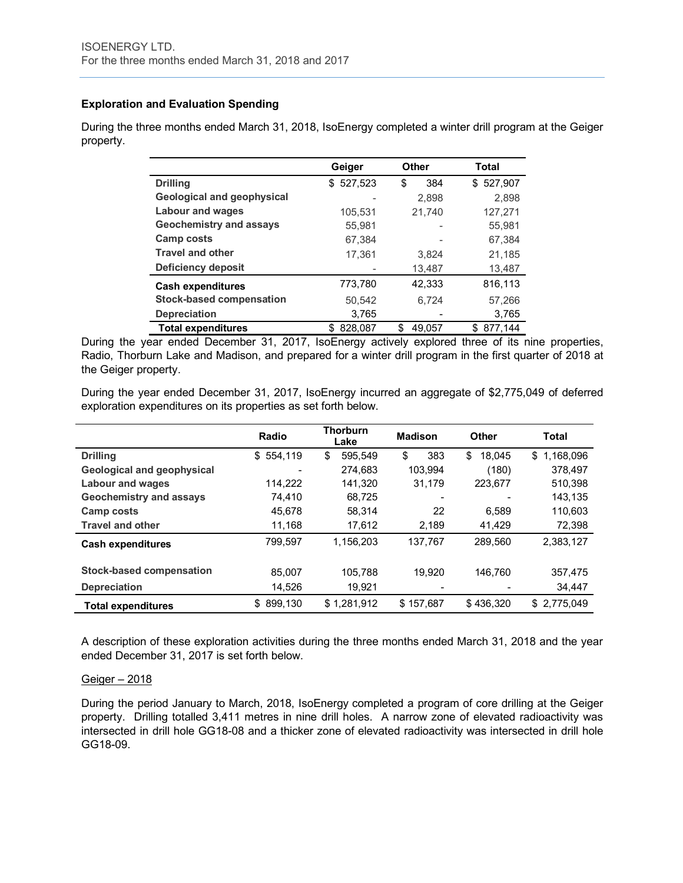### Exploration and Evaluation Spending

During the three months ended March 31, 2018, IsoEnergy completed a winter drill program at the Geiger property.

| | Geiger | Other | Total |
|---|---|---|---|
| **Drilling** | $ 527,523 | $ 384 | $ 527,907 |
| **Geological and geophysical** | - | 2,898 | 2,898 |
| **Labour and wages** | 105,531 | 21,740 | 127,271 |
| **Geochemistry and assays** | 55,981 | - | 55,981 |
| **Camp costs** | 67,384 | - | 67,384 |
| **Travel and other** | 17,361 | 3,824 | 21,185 |
| **Deficiency deposit** | - | 13,487 | 13,487 |
| **Cash expenditures** | 773,780 | 42,333 | 816,113 |
| **Stock-based compensation** | 50,542 | 6,724 | 57,266 |
| **Depreciation** | 3,765 | - | 3,765 |
| **Total expenditures** | $ 828,087 | $ 49,057 | $ 877,144 |

During the year ended December 31, 2017, IsoEnergy actively explored three of its nine properties, Radio, Thorburn Lake and Madison, and prepared for a winter drill program in the first quarter of 2018 at the Geiger property.

During the year ended December 31, 2017, IsoEnergy incurred an aggregate of $2,775,049 of deferred exploration expenditures on its properties as set forth below.

| | Radio | Thorburn Lake | Madison | Other | Total |
|---|---|---|---|---|---|
| **Drilling** | $ 554,119 | $ 595,549 | $ 383 | $ 18,045 | $ 1,168,096 |
| **Geological and geophysical** | - | 274,683 | 103,994 | (180) | 378,497 |
| **Labour and wages** | 114,222 | 141,320 | 31,179 | 223,677 | 510,398 |
| **Geochemistry and assays** | 74,410 | 68,725 | - | - | 143,135 |
| **Camp costs** | 45,678 | 58,314 | 22 | 6,589 | 110,603 |
| **Travel and other** | 11,168 | 17,612 | 2,189 | 41,429 | 72,398 |
| **Cash expenditures** | 799,597 | 1,156,203 | 137,767 | 289,560 | 2,383,127 |
| **Stock-based compensation** | 85,007 | 105,788 | 19,920 | 146,760 | 357,475 |
| **Depreciation** | 14,526 | 19,921 | - | - | 34,447 |
| **Total expenditures** | $ 899,130 | $ 1,281,912 | $ 157,687 | $ 436,320 | $ 2,775,049 |

A description of these exploration activities during the three months ended March 31, 2018 and the year ended December 31, 2017 is set forth below.

Geiger – 2018

During the period January to March, 2018, IsoEnergy completed a program of core drilling at the Geiger property. Drilling totalled 3,411 metres in nine drill holes. A narrow zone of elevated radioactivity was intersected in drill hole GG18-08 and a thicker zone of elevated radioactivity was intersected in drill hole GG18-09.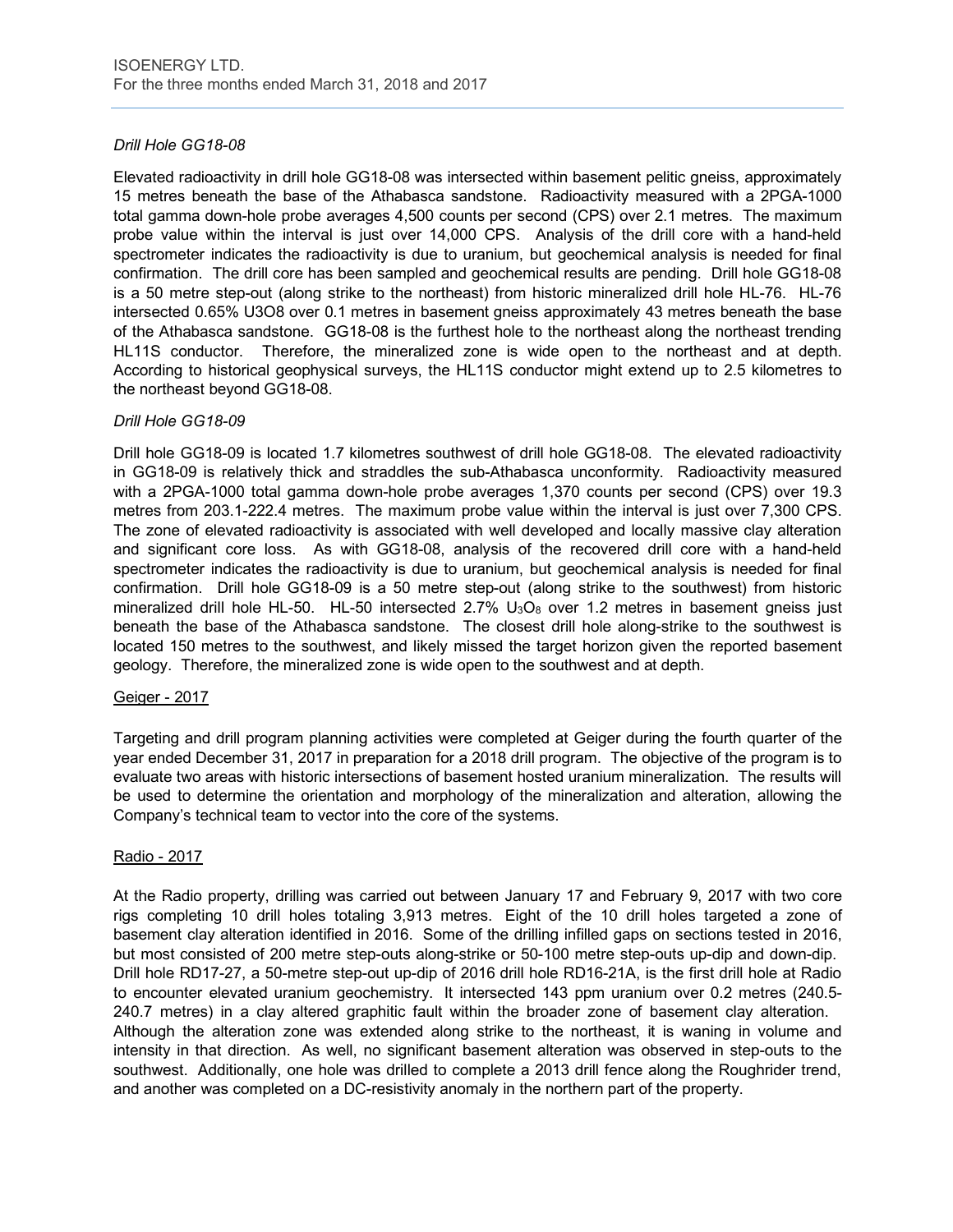### *Drill Hole GG18-08*

Elevated radioactivity in drill hole GG18-08 was intersected within basement pelitic gneiss, approximately 15 metres beneath the base of the Athabasca sandstone. Radioactivity measured with a 2PGA-1000 total gamma down-hole probe averages 4,500 counts per second (CPS) over 2.1 metres. The maximum probe value within the interval is just over 14,000 CPS. Analysis of the drill core with a hand-held spectrometer indicates the radioactivity is due to uranium, but geochemical analysis is needed for final confirmation. The drill core has been sampled and geochemical results are pending. Drill hole GG18-08 is a 50 metre step-out (along strike to the northeast) from historic mineralized drill hole HL-76. HL-76 intersected 0.65% U3O8 over 0.1 metres in basement gneiss approximately 43 metres beneath the base of the Athabasca sandstone. GG18-08 is the furthest hole to the northeast along the northeast trending HL11S conductor. Therefore, the mineralized zone is wide open to the northeast and at depth. According to historical geophysical surveys, the HL11S conductor might extend up to 2.5 kilometres to the northeast beyond GG18-08.

### *Drill Hole GG18-09*

Drill hole GG18-09 is located 1.7 kilometres southwest of drill hole GG18-08. The elevated radioactivity in GG18-09 is relatively thick and straddles the sub-Athabasca unconformity. Radioactivity measured with a 2PGA-1000 total gamma down-hole probe averages 1,370 counts per second (CPS) over 19.3 metres from 203.1-222.4 metres. The maximum probe value within the interval is just over 7,300 CPS. The zone of elevated radioactivity is associated with well developed and locally massive clay alteration and significant core loss. As with GG18-08, analysis of the recovered drill core with a hand-held spectrometer indicates the radioactivity is due to uranium, but geochemical analysis is needed for final confirmation. Drill hole GG18-09 is a 50 metre step-out (along strike to the southwest) from historic mineralized drill hole HL-50. HL-50 intersected 2.7% $U_3O_8$ over 1.2 metres in basement gneiss just beneath the base of the Athabasca sandstone. The closest drill hole along-strike to the southwest is located 150 metres to the southwest, and likely missed the target horizon given the reported basement geology. Therefore, the mineralized zone is wide open to the southwest and at depth.

## Geiger - 2017

Targeting and drill program planning activities were completed at Geiger during the fourth quarter of the year ended December 31, 2017 in preparation for a 2018 drill program. The objective of the program is to evaluate two areas with historic intersections of basement hosted uranium mineralization. The results will be used to determine the orientation and morphology of the mineralization and alteration, allowing the Company's technical team to vector into the core of the systems.

## Radio - 2017

At the Radio property, drilling was carried out between January 17 and February 9, 2017 with two core rigs completing 10 drill holes totaling 3,913 metres. Eight of the 10 drill holes targeted a zone of basement clay alteration identified in 2016. Some of the drilling infilled gaps on sections tested in 2016, but most consisted of 200 metre step-outs along-strike or 50-100 metre step-outs up-dip and down-dip. Drill hole RD17-27, a 50-metre step-out up-dip of 2016 drill hole RD16-21A, is the first drill hole at Radio to encounter elevated uranium geochemistry. It intersected 143 ppm uranium over 0.2 metres (240.5-240.7 metres) in a clay altered graphitic fault within the broader zone of basement clay alteration. Although the alteration zone was extended along strike to the northeast, it is waning in volume and intensity in that direction. As well, no significant basement alteration was observed in step-outs to the southwest. Additionally, one hole was drilled to complete a 2013 drill fence along the Roughrider trend, and another was completed on a DC-resistivity anomaly in the northern part of the property.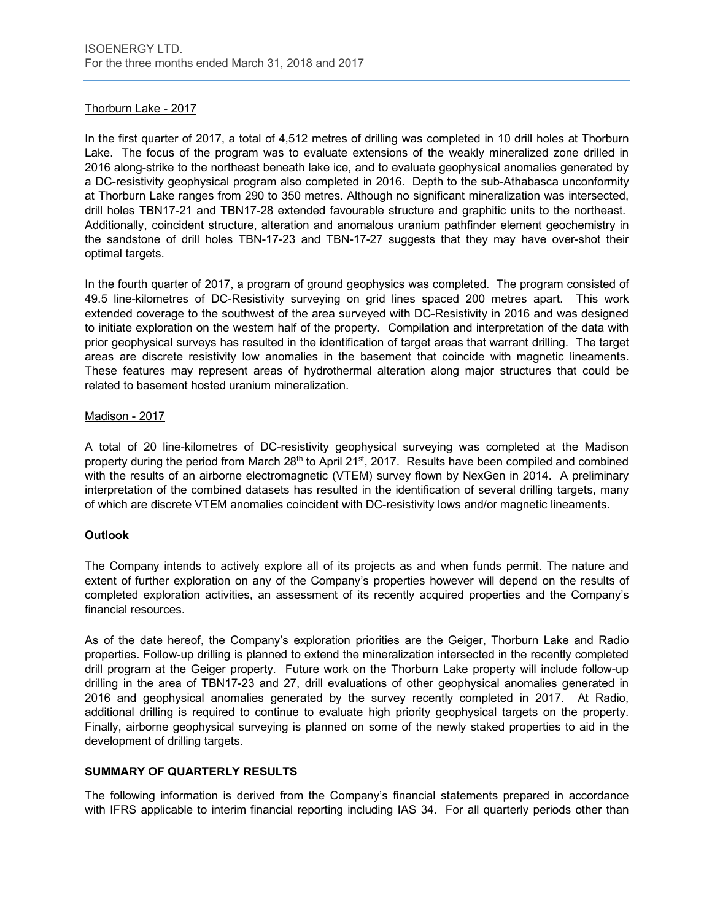### Thorburn Lake - 2017

In the first quarter of 2017, a total of 4,512 metres of drilling was completed in 10 drill holes at Thorburn Lake. The focus of the program was to evaluate extensions of the weakly mineralized zone drilled in 2016 along-strike to the northeast beneath lake ice, and to evaluate geophysical anomalies generated by a DC-resistivity geophysical program also completed in 2016. Depth to the sub-Athabasca unconformity at Thorburn Lake ranges from 290 to 350 metres. Although no significant mineralization was intersected, drill holes TBN17-21 and TBN17-28 extended favourable structure and graphitic units to the northeast. Additionally, coincident structure, alteration and anomalous uranium pathfinder element geochemistry in the sandstone of drill holes TBN-17-23 and TBN-17-27 suggests that they may have over-shot their optimal targets.

In the fourth quarter of 2017, a program of ground geophysics was completed. The program consisted of 49.5 line-kilometres of DC-Resistivity surveying on grid lines spaced 200 metres apart. This work extended coverage to the southwest of the area surveyed with DC-Resistivity in 2016 and was designed to initiate exploration on the western half of the property. Compilation and interpretation of the data with prior geophysical surveys has resulted in the identification of target areas that warrant drilling. The target areas are discrete resistivity low anomalies in the basement that coincide with magnetic lineaments. These features may represent areas of hydrothermal alteration along major structures that could be related to basement hosted uranium mineralization.

### Madison - 2017

A total of 20 line-kilometres of DC-resistivity geophysical surveying was completed at the Madison property during the period from March 28th to April 21st, 2017. Results have been compiled and combined with the results of an airborne electromagnetic (VTEM) survey flown by NexGen in 2014. A preliminary interpretation of the combined datasets has resulted in the identification of several drilling targets, many of which are discrete VTEM anomalies coincident with DC-resistivity lows and/or magnetic lineaments.

### Outlook

The Company intends to actively explore all of its projects as and when funds permit. The nature and extent of further exploration on any of the Company's properties however will depend on the results of completed exploration activities, an assessment of its recently acquired properties and the Company's financial resources.

As of the date hereof, the Company's exploration priorities are the Geiger, Thorburn Lake and Radio properties. Follow-up drilling is planned to extend the mineralization intersected in the recently completed drill program at the Geiger property. Future work on the Thorburn Lake property will include follow-up drilling in the area of TBN17-23 and 27, drill evaluations of other geophysical anomalies generated in 2016 and geophysical anomalies generated by the survey recently completed in 2017. At Radio, additional drilling is required to continue to evaluate high priority geophysical targets on the property. Finally, airborne geophysical surveying is planned on some of the newly staked properties to aid in the development of drilling targets.

## SUMMARY OF QUARTERLY RESULTS

The following information is derived from the Company's financial statements prepared in accordance with IFRS applicable to interim financial reporting including IAS 34. For all quarterly periods other than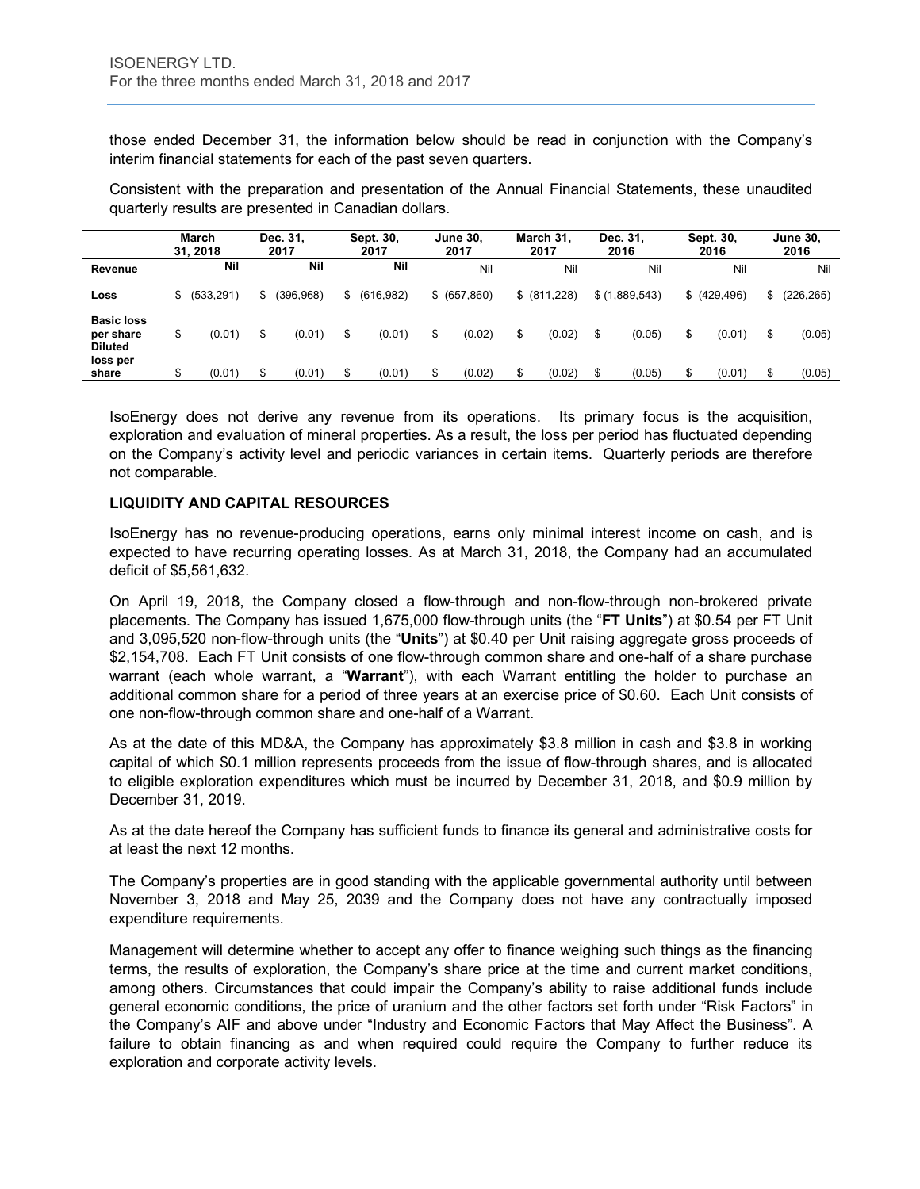those ended December 31, the information below should be read in conjunction with the Company's interim financial statements for each of the past seven quarters.

Consistent with the preparation and presentation of the Annual Financial Statements, these unaudited quarterly results are presented in Canadian dollars.

| | March 31, 2018 | Dec. 31, 2017 | Sept. 30, 2017 | June 30, 2017 | March 31, 2017 | Dec. 31, 2016 | Sept. 30, 2016 | June 30, 2016 |
|---|---|---|---|---|---|---|---|---|
| **Revenue** | **Nil** | **Nil** | **Nil** | Nil | Nil | Nil | Nil | Nil |
| **Loss** | $ (533,291) | $ (396,968) | $ (616,982) | $ (657,860) | $ (811,228) | $ (1,889,543) | $ (429,496) | $ (226,265) |
| **Basic loss per share** | $ (0.01) | $ (0.01) | $ (0.01) | $ (0.02) | $ (0.02) | $ (0.05) | $ (0.01) | $ (0.05) |
| **Diluted loss per share** | $ (0.01) | $ (0.01) | $ (0.01) | $ (0.02) | $ (0.02) | $ (0.05) | $ (0.01) | $ (0.05) |

IsoEnergy does not derive any revenue from its operations. Its primary focus is the acquisition, exploration and evaluation of mineral properties. As a result, the loss per period has fluctuated depending on the Company's activity level and periodic variances in certain items. Quarterly periods are therefore not comparable.

**LIQUIDITY AND CAPITAL RESOURCES**

IsoEnergy has no revenue-producing operations, earns only minimal interest income on cash, and is expected to have recurring operating losses. As at March 31, 2018, the Company had an accumulated deficit of $5,561,632.

On April 19, 2018, the Company closed a flow-through and non-flow-through non-brokered private placements. The Company has issued 1,675,000 flow-through units (the "**FT Units**") at $0.54 per FT Unit and 3,095,520 non-flow-through units (the "**Units**") at $0.40 per Unit raising aggregate gross proceeds of $2,154,708. Each FT Unit consists of one flow-through common share and one-half of a share purchase warrant (each whole warrant, a "**Warrant**"), with each Warrant entitling the holder to purchase an additional common share for a period of three years at an exercise price of $0.60. Each Unit consists of one non-flow-through common share and one-half of a Warrant.

As at the date of this MD&A, the Company has approximately $3.8 million in cash and $3.8 in working capital of which $0.1 million represents proceeds from the issue of flow-through shares, and is allocated to eligible exploration expenditures which must be incurred by December 31, 2018, and $0.9 million by December 31, 2019.

As at the date hereof the Company has sufficient funds to finance its general and administrative costs for at least the next 12 months.

The Company's properties are in good standing with the applicable governmental authority until between November 3, 2018 and May 25, 2039 and the Company does not have any contractually imposed expenditure requirements.

Management will determine whether to accept any offer to finance weighing such things as the financing terms, the results of exploration, the Company's share price at the time and current market conditions, among others. Circumstances that could impair the Company's ability to raise additional funds include general economic conditions, the price of uranium and the other factors set forth under "Risk Factors" in the Company's AIF and above under "Industry and Economic Factors that May Affect the Business". A failure to obtain financing as and when required could require the Company to further reduce its exploration and corporate activity levels.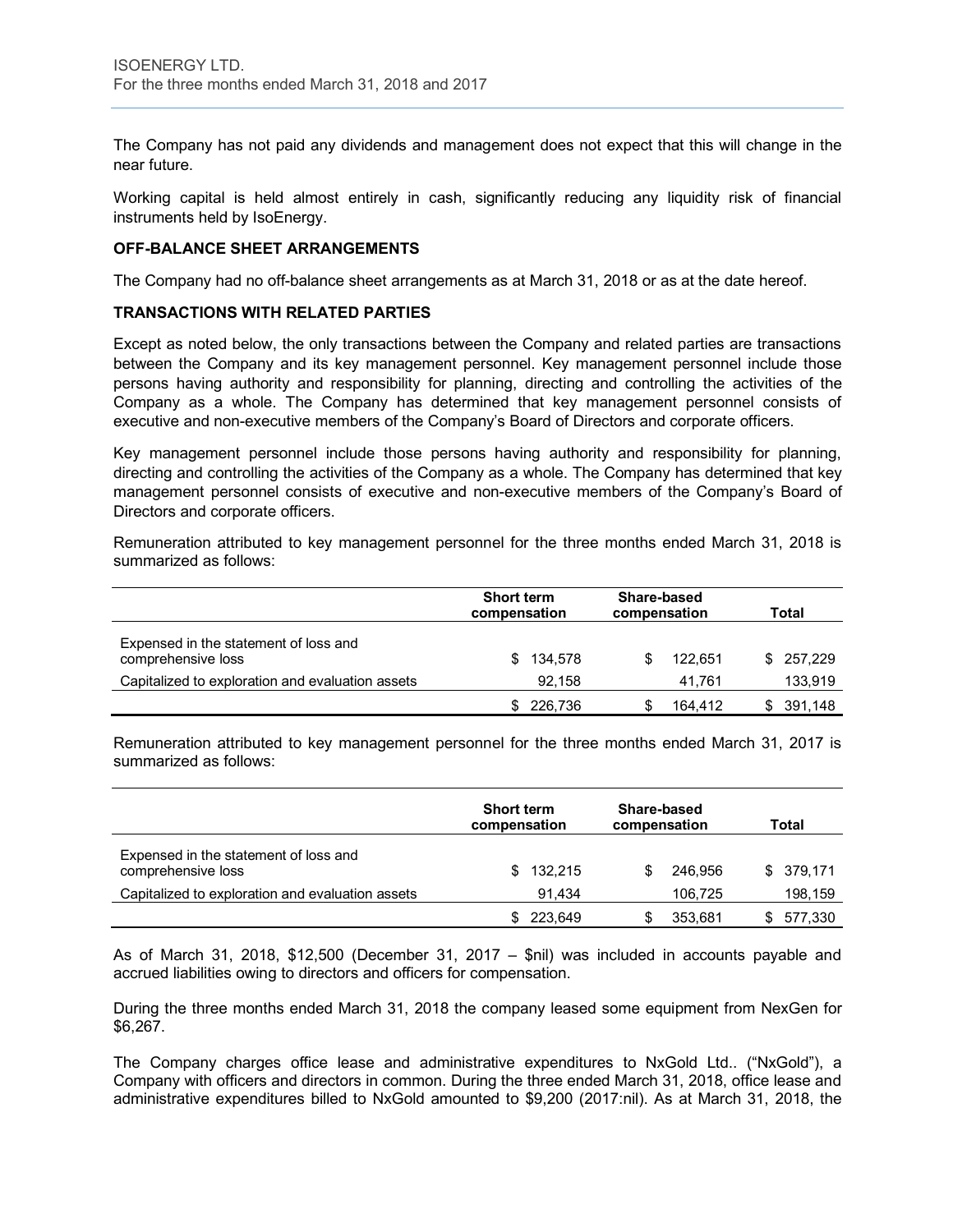The Company has not paid any dividends and management does not expect that this will change in the near future.

Working capital is held almost entirely in cash, significantly reducing any liquidity risk of financial instruments held by IsoEnergy.

**OFF-BALANCE SHEET ARRANGEMENTS**

The Company had no off-balance sheet arrangements as at March 31, 2018 or as at the date hereof.

**TRANSACTIONS WITH RELATED PARTIES**

Except as noted below, the only transactions between the Company and related parties are transactions between the Company and its key management personnel. Key management personnel include those persons having authority and responsibility for planning, directing and controlling the activities of the Company as a whole. The Company has determined that key management personnel consists of executive and non-executive members of the Company's Board of Directors and corporate officers.

Key management personnel include those persons having authority and responsibility for planning, directing and controlling the activities of the Company as a whole. The Company has determined that key management personnel consists of executive and non-executive members of the Company's Board of Directors and corporate officers.

Remuneration attributed to key management personnel for the three months ended March 31, 2018 is summarized as follows:

| | Short term compensation | Share-based compensation | Total |
|---|---|---|---|
| Expensed in the statement of loss and comprehensive loss | $ 134,578 | $ 122,651 | $ 257,229 |
| Capitalized to exploration and evaluation assets | 92,158 | 41,761 | 133,919 |
| | $ 226,736 | $ 164,412 | $ 391,148 |

Remuneration attributed to key management personnel for the three months ended March 31, 2017 is summarized as follows:

| | Short term compensation | Share-based compensation | Total |
|---|---|---|---|
| Expensed in the statement of loss and comprehensive loss | $ 132,215 | $ 246,956 | $ 379,171 |
| Capitalized to exploration and evaluation assets | 91,434 | 106,725 | 198,159 |
| | $ 223,649 | $ 353,681 | $ 577,330 |

As of March 31, 2018, $12,500 (December 31, 2017 – $nil) was included in accounts payable and accrued liabilities owing to directors and officers for compensation.

During the three months ended March 31, 2018 the company leased some equipment from NexGen for $6,267.

The Company charges office lease and administrative expenditures to NxGold Ltd.. ("NxGold"), a Company with officers and directors in common. During the three ended March 31, 2018, office lease and administrative expenditures billed to NxGold amounted to $9,200 (2017:nil). As at March 31, 2018, the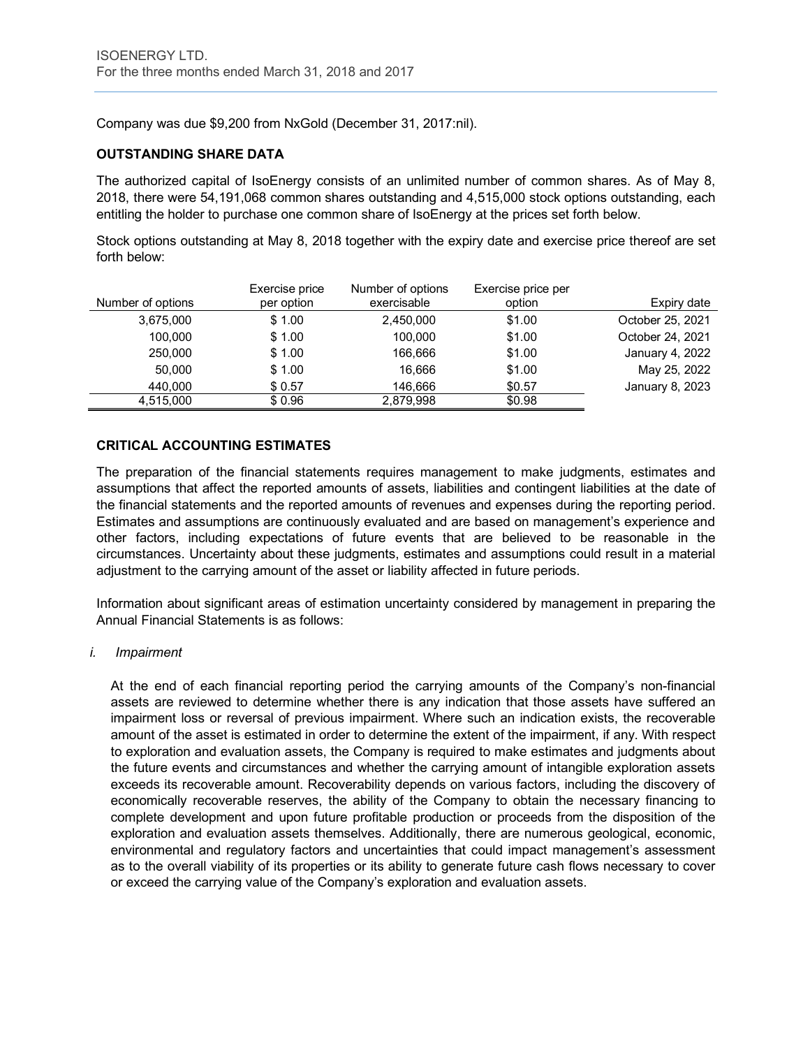Company was due $9,200 from NxGold (December 31, 2017:nil).

## OUTSTANDING SHARE DATA

The authorized capital of IsoEnergy consists of an unlimited number of common shares. As of May 8, 2018, there were 54,191,068 common shares outstanding and 4,515,000 stock options outstanding, each entitling the holder to purchase one common share of IsoEnergy at the prices set forth below.

Stock options outstanding at May 8, 2018 together with the expiry date and exercise price thereof are set forth below:

| Number of options | Exercise price per option | Number of options exercisable | Exercise price per option | Expiry date |
|---|---|---|---|---|
| 3,675,000 | $ 1.00 | 2,450,000 | $1.00 | October 25, 2021 |
| 100,000 | $ 1.00 | 100,000 | $1.00 | October 24, 2021 |
| 250,000 | $ 1.00 | 166,666 | $1.00 | January 4, 2022 |
| 50,000 | $ 1.00 | 16,666 | $1.00 | May 25, 2022 |
| 440,000 | $ 0.57 | 146,666 | $0.57 | January 8, 2023 |
| 4,515,000 | $ 0.96 | 2,879,998 | $0.98 | |

## CRITICAL ACCOUNTING ESTIMATES

The preparation of the financial statements requires management to make judgments, estimates and assumptions that affect the reported amounts of assets, liabilities and contingent liabilities at the date of the financial statements and the reported amounts of revenues and expenses during the reporting period. Estimates and assumptions are continuously evaluated and are based on management's experience and other factors, including expectations of future events that are believed to be reasonable in the circumstances. Uncertainty about these judgments, estimates and assumptions could result in a material adjustment to the carrying amount of the asset or liability affected in future periods.

Information about significant areas of estimation uncertainty considered by management in preparing the Annual Financial Statements is as follows:

*i. Impairment*

At the end of each financial reporting period the carrying amounts of the Company's non-financial assets are reviewed to determine whether there is any indication that those assets have suffered an impairment loss or reversal of previous impairment. Where such an indication exists, the recoverable amount of the asset is estimated in order to determine the extent of the impairment, if any. With respect to exploration and evaluation assets, the Company is required to make estimates and judgments about the future events and circumstances and whether the carrying amount of intangible exploration assets exceeds its recoverable amount. Recoverability depends on various factors, including the discovery of economically recoverable reserves, the ability of the Company to obtain the necessary financing to complete development and upon future profitable production or proceeds from the disposition of the exploration and evaluation assets themselves. Additionally, there are numerous geological, economic, environmental and regulatory factors and uncertainties that could impact management's assessment as to the overall viability of its properties or its ability to generate future cash flows necessary to cover or exceed the carrying value of the Company's exploration and evaluation assets.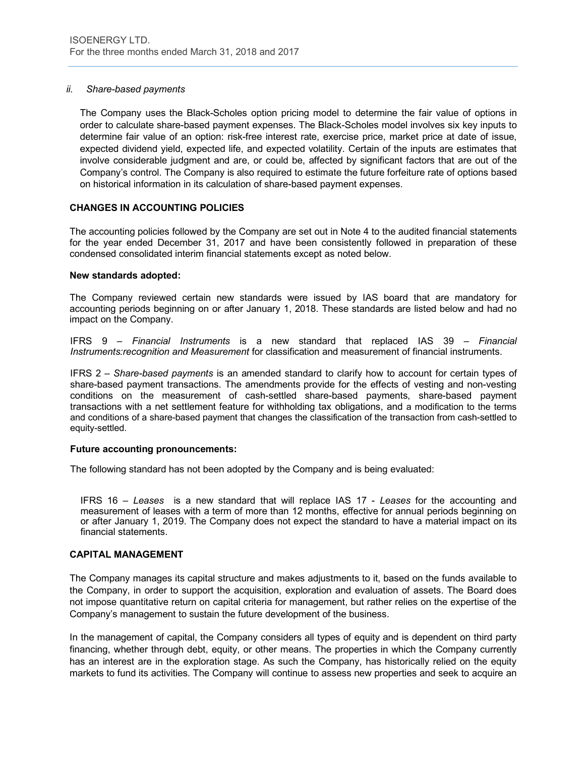*ii. Share-based payments*

The Company uses the Black-Scholes option pricing model to determine the fair value of options in order to calculate share-based payment expenses. The Black-Scholes model involves six key inputs to determine fair value of an option: risk-free interest rate, exercise price, market price at date of issue, expected dividend yield, expected life, and expected volatility. Certain of the inputs are estimates that involve considerable judgment and are, or could be, affected by significant factors that are out of the Company's control. The Company is also required to estimate the future forfeiture rate of options based on historical information in its calculation of share-based payment expenses.

## CHANGES IN ACCOUNTING POLICIES

The accounting policies followed by the Company are set out in Note 4 to the audited financial statements for the year ended December 31, 2017 and have been consistently followed in preparation of these condensed consolidated interim financial statements except as noted below.

**New standards adopted:**

The Company reviewed certain new standards were issued by IAS board that are mandatory for accounting periods beginning on or after January 1, 2018. These standards are listed below and had no impact on the Company.

IFRS 9 – *Financial Instruments* is a new standard that replaced IAS 39 – *Financial Instruments:recognition and Measurement* for classification and measurement of financial instruments.

IFRS 2 – *Share-based payments* is an amended standard to clarify how to account for certain types of share-based payment transactions. The amendments provide for the effects of vesting and non-vesting conditions on the measurement of cash-settled share-based payments, share-based payment transactions with a net settlement feature for withholding tax obligations, and a modification to the terms and conditions of a share-based payment that changes the classification of the transaction from cash-settled to equity-settled.

**Future accounting pronouncements:**

The following standard has not been adopted by the Company and is being evaluated:

IFRS 16 – *Leases* is a new standard that will replace IAS 17 - *Leases* for the accounting and measurement of leases with a term of more than 12 months, effective for annual periods beginning on or after January 1, 2019. The Company does not expect the standard to have a material impact on its financial statements.

## CAPITAL MANAGEMENT

The Company manages its capital structure and makes adjustments to it, based on the funds available to the Company, in order to support the acquisition, exploration and evaluation of assets. The Board does not impose quantitative return on capital criteria for management, but rather relies on the expertise of the Company's management to sustain the future development of the business.

In the management of capital, the Company considers all types of equity and is dependent on third party financing, whether through debt, equity, or other means. The properties in which the Company currently has an interest are in the exploration stage. As such the Company, has historically relied on the equity markets to fund its activities. The Company will continue to assess new properties and seek to acquire an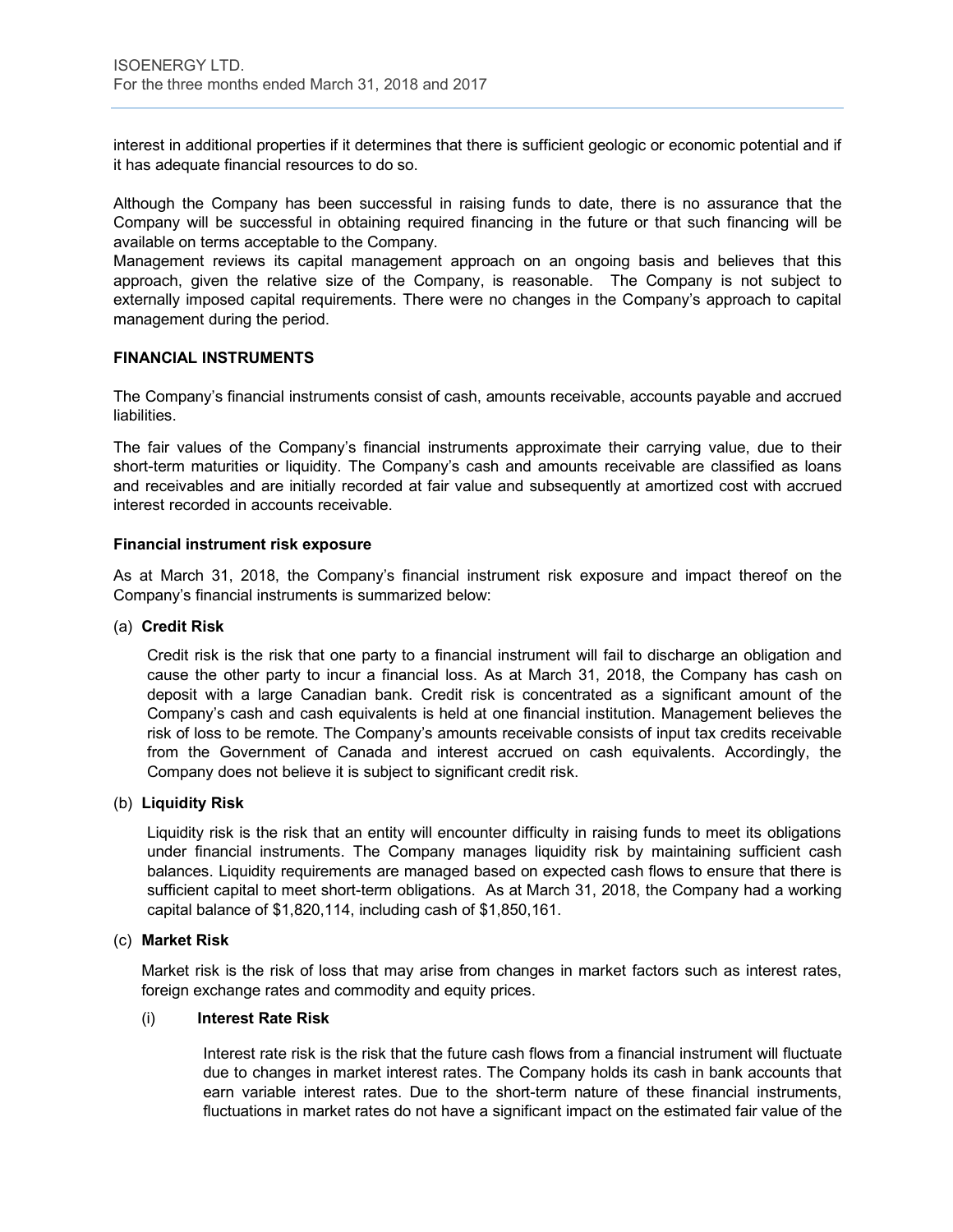interest in additional properties if it determines that there is sufficient geologic or economic potential and if it has adequate financial resources to do so.

Although the Company has been successful in raising funds to date, there is no assurance that the Company will be successful in obtaining required financing in the future or that such financing will be available on terms acceptable to the Company.
Management reviews its capital management approach on an ongoing basis and believes that this approach, given the relative size of the Company, is reasonable. The Company is not subject to externally imposed capital requirements. There were no changes in the Company's approach to capital management during the period.

**FINANCIAL INSTRUMENTS**

The Company's financial instruments consist of cash, amounts receivable, accounts payable and accrued liabilities.

The fair values of the Company's financial instruments approximate their carrying value, due to their short-term maturities or liquidity. The Company's cash and amounts receivable are classified as loans and receivables and are initially recorded at fair value and subsequently at amortized cost with accrued interest recorded in accounts receivable.

**Financial instrument risk exposure**

As at March 31, 2018, the Company's financial instrument risk exposure and impact thereof on the Company's financial instruments is summarized below:

(a) **Credit Risk**

Credit risk is the risk that one party to a financial instrument will fail to discharge an obligation and cause the other party to incur a financial loss. As at March 31, 2018, the Company has cash on deposit with a large Canadian bank. Credit risk is concentrated as a significant amount of the Company's cash and cash equivalents is held at one financial institution. Management believes the risk of loss to be remote. The Company's amounts receivable consists of input tax credits receivable from the Government of Canada and interest accrued on cash equivalents. Accordingly, the Company does not believe it is subject to significant credit risk.

(b) **Liquidity Risk**

Liquidity risk is the risk that an entity will encounter difficulty in raising funds to meet its obligations under financial instruments. The Company manages liquidity risk by maintaining sufficient cash balances. Liquidity requirements are managed based on expected cash flows to ensure that there is sufficient capital to meet short-term obligations. As at March 31, 2018, the Company had a working capital balance of $1,820,114, including cash of $1,850,161.

(c) **Market Risk**

Market risk is the risk of loss that may arise from changes in market factors such as interest rates, foreign exchange rates and commodity and equity prices.

(i) **Interest Rate Risk**

Interest rate risk is the risk that the future cash flows from a financial instrument will fluctuate due to changes in market interest rates. The Company holds its cash in bank accounts that earn variable interest rates. Due to the short-term nature of these financial instruments, fluctuations in market rates do not have a significant impact on the estimated fair value of the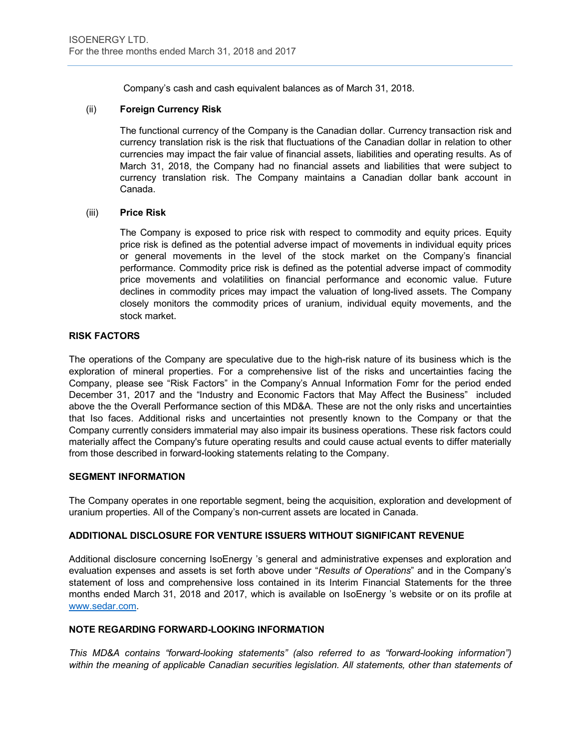Company's cash and cash equivalent balances as of March 31, 2018.

(ii) **Foreign Currency Risk**

The functional currency of the Company is the Canadian dollar. Currency transaction risk and currency translation risk is the risk that fluctuations of the Canadian dollar in relation to other currencies may impact the fair value of financial assets, liabilities and operating results. As of March 31, 2018, the Company had no financial assets and liabilities that were subject to currency translation risk. The Company maintains a Canadian dollar bank account in Canada.

(iii) **Price Risk**

The Company is exposed to price risk with respect to commodity and equity prices. Equity price risk is defined as the potential adverse impact of movements in individual equity prices or general movements in the level of the stock market on the Company's financial performance. Commodity price risk is defined as the potential adverse impact of commodity price movements and volatilities on financial performance and economic value. Future declines in commodity prices may impact the valuation of long-lived assets. The Company closely monitors the commodity prices of uranium, individual equity movements, and the stock market.

## RISK FACTORS

The operations of the Company are speculative due to the high-risk nature of its business which is the exploration of mineral properties. For a comprehensive list of the risks and uncertainties facing the Company, please see "Risk Factors" in the Company's Annual Information Fomr for the period ended December 31, 2017 and the "Industry and Economic Factors that May Affect the Business" included above the the Overall Performance section of this MD&A. These are not the only risks and uncertainties that Iso faces. Additional risks and uncertainties not presently known to the Company or that the Company currently considers immaterial may also impair its business operations. These risk factors could materially affect the Company's future operating results and could cause actual events to differ materially from those described in forward-looking statements relating to the Company.

## SEGMENT INFORMATION

The Company operates in one reportable segment, being the acquisition, exploration and development of uranium properties. All of the Company's non-current assets are located in Canada.

## ADDITIONAL DISCLOSURE FOR VENTURE ISSUERS WITHOUT SIGNIFICANT REVENUE

Additional disclosure concerning IsoEnergy 's general and administrative expenses and exploration and evaluation expenses and assets is set forth above under "*Results of Operations*" and in the Company's statement of loss and comprehensive loss contained in its Interim Financial Statements for the three months ended March 31, 2018 and 2017, which is available on IsoEnergy 's website or on its profile at www.sedar.com.

## NOTE REGARDING FORWARD-LOOKING INFORMATION

*This MD&A contains "forward-looking statements" (also referred to as "forward-looking information") within the meaning of applicable Canadian securities legislation. All statements, other than statements of*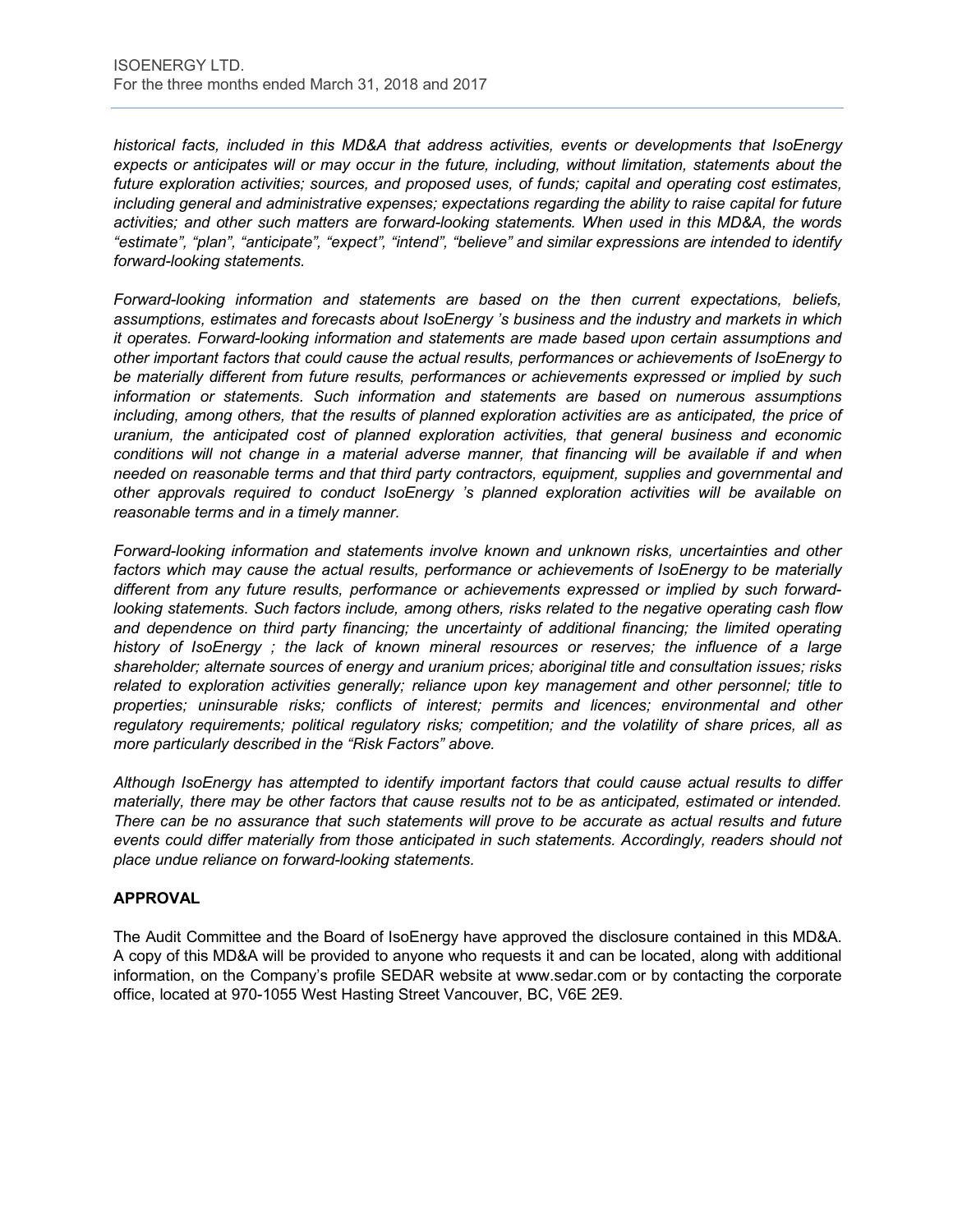*historical facts, included in this MD&A that address activities, events or developments that IsoEnergy expects or anticipates will or may occur in the future, including, without limitation, statements about the future exploration activities; sources, and proposed uses, of funds; capital and operating cost estimates, including general and administrative expenses; expectations regarding the ability to raise capital for future activities; and other such matters are forward-looking statements. When used in this MD&A, the words “estimate”, “plan”, “anticipate”, “expect”, “intend”, “believe” and similar expressions are intended to identify forward-looking statements.*

*Forward-looking information and statements are based on the then current expectations, beliefs, assumptions, estimates and forecasts about IsoEnergy ’s business and the industry and markets in which it operates. Forward-looking information and statements are made based upon certain assumptions and other important factors that could cause the actual results, performances or achievements of IsoEnergy to be materially different from future results, performances or achievements expressed or implied by such information or statements. Such information and statements are based on numerous assumptions including, among others, that the results of planned exploration activities are as anticipated, the price of uranium, the anticipated cost of planned exploration activities, that general business and economic conditions will not change in a material adverse manner, that financing will be available if and when needed on reasonable terms and that third party contractors, equipment, supplies and governmental and other approvals required to conduct IsoEnergy ’s planned exploration activities will be available on reasonable terms and in a timely manner.*

*Forward-looking information and statements involve known and unknown risks, uncertainties and other factors which may cause the actual results, performance or achievements of IsoEnergy to be materially different from any future results, performance or achievements expressed or implied by such forward-looking statements. Such factors include, among others, risks related to the negative operating cash flow and dependence on third party financing; the uncertainty of additional financing; the limited operating history of IsoEnergy ; the lack of known mineral resources or reserves; the influence of a large shareholder; alternate sources of energy and uranium prices; aboriginal title and consultation issues; risks related to exploration activities generally; reliance upon key management and other personnel; title to properties; uninsurable risks; conflicts of interest; permits and licences; environmental and other regulatory requirements; political regulatory risks; competition; and the volatility of share prices, all as more particularly described in the “Risk Factors” above.*

*Although IsoEnergy has attempted to identify important factors that could cause actual results to differ materially, there may be other factors that cause results not to be as anticipated, estimated or intended. There can be no assurance that such statements will prove to be accurate as actual results and future events could differ materially from those anticipated in such statements. Accordingly, readers should not place undue reliance on forward-looking statements.*

## APPROVAL

The Audit Committee and the Board of IsoEnergy have approved the disclosure contained in this MD&A. A copy of this MD&A will be provided to anyone who requests it and can be located, along with additional information, on the Company’s profile SEDAR website at www.sedar.com or by contacting the corporate office, located at 970-1055 West Hasting Street Vancouver, BC, V6E 2E9.